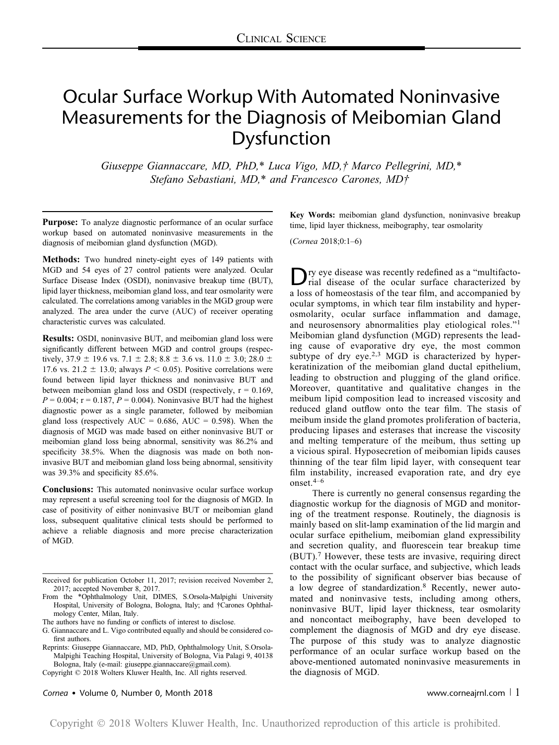# Ocular Surface Workup With Automated Noninvasive Measurements for the Diagnosis of Meibomian Gland Dysfunction

*Giuseppe Giannaccare, MD, PhD,\* Luca Vigo, MD,† Marco Pellegrini, MD,\* Stefano Sebastiani, MD,\* and Francesco Carones, MD†*

**Purpose:** To analyze diagnostic performance of an ocular surface workup based on automated noninvasive measurements in the diagnosis of meibomian gland dysfunction (MGD).

**Methods:** Two hundred ninety-eight eyes of 149 patients with MGD and 54 eyes of 27 control patients were analyzed. Ocular Surface Disease Index (OSDI), noninvasive breakup time (BUT), lipid layer thickness, meibomian gland loss, and tear osmolarity were calculated. The correlations among variables in the MGD group were analyzed. The area under the curve (AUC) of receiver operating characteristic curves was calculated.

**Results:** OSDI, noninvasive BUT, and meibomian gland loss were significantly different between MGD and control groups (respectively, 37.9 ± 19.6 vs. 7.1 ± 2.8; 8.8 ± 3.6 vs. 11.0 ± 3.0; 28.0 ± 17.6 vs. 21.2 ± 13.0; always $P < 0.05$). Positive correlations were found between lipid layer thickness and noninvasive BUT and between meibomian gland loss and OSDI (respectively, r = 0.169, $P = 0.004$; r = 0.187, $P = 0.004$). Noninvasive BUT had the highest diagnostic power as a single parameter, followed by meibomian gland loss (respectively AUC = 0.686, AUC = 0.598). When the diagnosis of MGD was made based on either noninvasive BUT or meibomian gland loss being abnormal, sensitivity was 86.2% and specificity 38.5%. When the diagnosis was made on both noninvasive BUT and meibomian gland loss being abnormal, sensitivity was 39.3% and specificity 85.6%.

**Conclusions:** This automated noninvasive ocular surface workup may represent a useful screening tool for the diagnosis of MGD. In case of positivity of either noninvasive BUT or meibomian gland loss, subsequent qualitative clinical tests should be performed to achieve a reliable diagnosis and more precise characterization of MGD.

**Key Words:** meibomian gland dysfunction, noninvasive breakup time, lipid layer thickness, meibography, tear osmolarity

(*Cornea* 2018;0:1–6)

Received for publication October 11, 2017; revision received November 2, 2017; accepted November 8, 2017.

From the \*Ophthalmology Unit, DIMES, S.Orsola-Malpighi University Hospital, University of Bologna, Bologna, Italy; and †Carones Ophthalmology Center, Milan, Italy.

The authors have no funding or conflicts of interest to disclose.

G. Giannaccare and L. Vigo contributed equally and should be considered co-first authors.

Reprints: Giuseppe Giannaccare, MD, PhD, Ophthalmology Unit, S.Orsola-Malpighi Teaching Hospital, University of Bologna, Via Palagi 9, 40138 Bologna, Italy (e-mail: giuseppe.giannaccare@gmail.com).

Copyright © 2018 Wolters Kluwer Health, Inc. All rights reserved.

Dry eye disease was recently redefined as a "multifactorial disease of the ocular surface characterized by a loss of homeostasis of the tear film, and accompanied by ocular symptoms, in which tear film instability and hyperosmolarity, ocular surface inflammation and damage, and neurosensory abnormalities play etiological roles."[1] Meibomian gland dysfunction (MGD) represents the leading cause of evaporative dry eye, the most common subtype of dry eye.[2,3] MGD is characterized by hyperkeratinization of the meibomian gland ductal epithelium, leading to obstruction and plugging of the gland orifice. Moreover, quantitative and qualitative changes in the meibum lipid composition lead to increased viscosity and reduced gland outflow onto the tear film. The stasis of meibum inside the gland promotes proliferation of bacteria, producing lipases and esterases that increase the viscosity and melting temperature of the meibum, thus setting up a vicious spiral. Hyposecretion of meibomian lipids causes thinning of the tear film lipid layer, with consequent tear film instability, increased evaporation rate, and dry eye onset.[4–6]

There is currently no general consensus regarding the diagnostic workup for the diagnosis of MGD and monitoring of the treatment response. Routinely, the diagnosis is mainly based on slit-lamp examination of the lid margin and ocular surface epithelium, meibomian gland expressibility and secretion quality, and fluorescein tear breakup time (BUT).[7] However, these tests are invasive, requiring direct contact with the ocular surface, and subjective, which leads to the possibility of significant observer bias because of a low degree of standardization.[8] Recently, newer automated and noninvasive tests, including among others, noninvasive BUT, lipid layer thickness, tear osmolarity and noncontact meibography, have been developed to complement the diagnosis of MGD and dry eye disease. The purpose of this study was to analyze diagnostic performance of an ocular surface workup based on the above-mentioned automated noninvasive measurements in the diagnosis of MGD.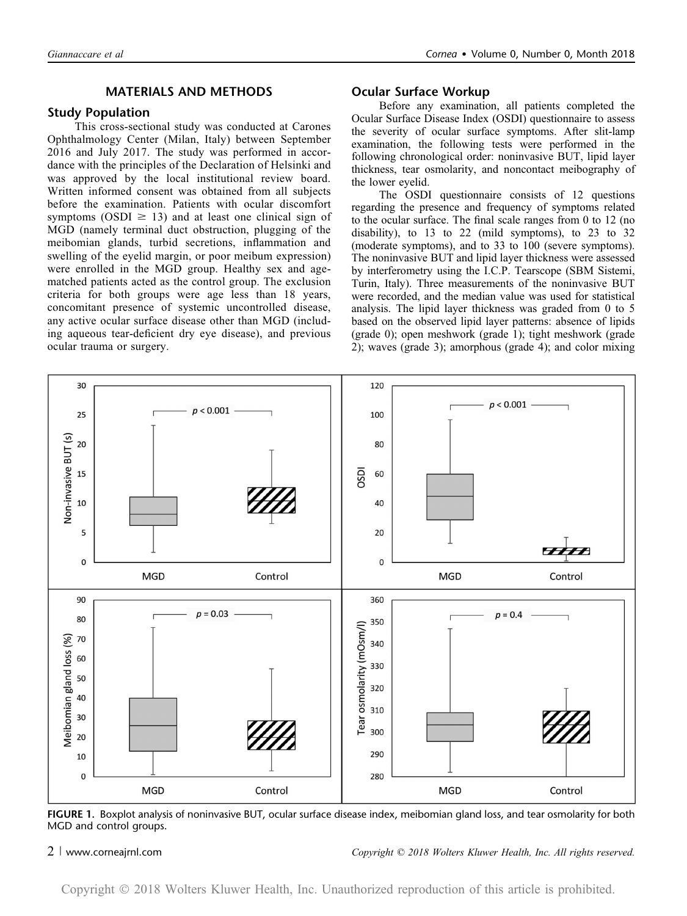## MATERIALS AND METHODS

### Study Population

This cross-sectional study was conducted at Carones Ophthalmology Center (Milan, Italy) between September 2016 and July 2017. The study was performed in accordance with the principles of the Declaration of Helsinki and was approved by the local institutional review board. Written informed consent was obtained from all subjects before the examination. Patients with ocular discomfort symptoms (OSDI $\geq$ 13) and at least one clinical sign of MGD (namely terminal duct obstruction, plugging of the meibomian glands, turbid secretions, inflammation and swelling of the eyelid margin, or poor meibum expression) were enrolled in the MGD group. Healthy sex and age-matched patients acted as the control group. The exclusion criteria for both groups were age less than 18 years, concomitant presence of systemic uncontrolled disease, any active ocular surface disease other than MGD (including aqueous tear-deficient dry eye disease), and previous ocular trauma or surgery.

### Ocular Surface Workup

Before any examination, all patients completed the Ocular Surface Disease Index (OSDI) questionnaire to assess the severity of ocular surface symptoms. After slit-lamp examination, the following tests were performed in the following chronological order: noninvasive BUT, lipid layer thickness, tear osmolarity, and noncontact meibography of the lower eyelid.

The OSDI questionnaire consists of 12 questions regarding the presence and frequency of symptoms related to the ocular surface. The final scale ranges from 0 to 12 (no disability), to 13 to 22 (mild symptoms), to 23 to 32 (moderate symptoms), and to 33 to 100 (severe symptoms). The noninvasive BUT and lipid layer thickness were assessed by interferometry using the I.C.P. Tearscope (SBM Sistemi, Turin, Italy). Three measurements of the noninvasive BUT were recorded, and the median value was used for statistical analysis. The lipid layer thickness was graded from 0 to 5 based on the observed lipid layer patterns: absence of lipids (grade 0); open meshwork (grade 1); tight meshwork (grade 2); waves (grade 3); amorphous (grade 4); and color mixing

**FIGURE 1.** Boxplot analysis of noninvasive BUT, ocular surface disease index, meibomian gland loss, and tear osmolarity for both MGD and control groups.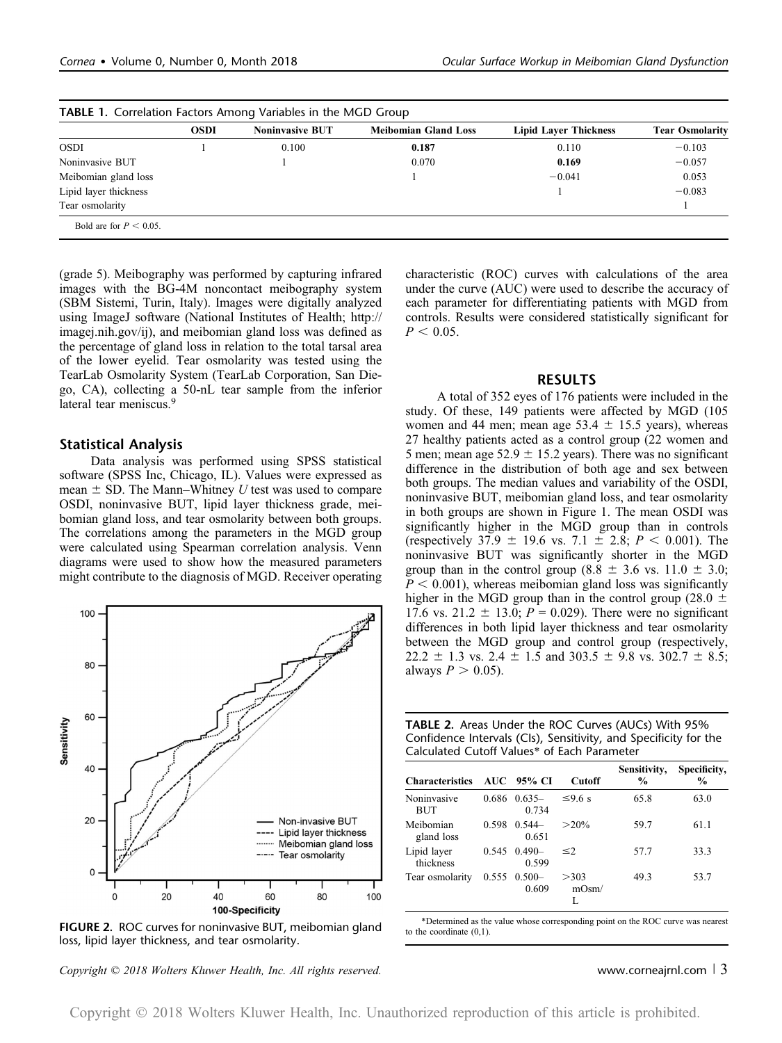**TABLE 1.** Correlation Factors Among Variables in the MGD Group

| | OSDI | Noninvasive BUT | Meibomian Gland Loss | Lipid Layer Thickness | Tear Osmolarity |
|---|---|---|---|---|---|
| OSDI | 1 | 0.100 | **0.187** | 0.110 | −0.103 |
| Noninvasive BUT | | 1 | 0.070 | **0.169** | −0.057 |
| Meibomian gland loss | | | 1 | −0.041 | 0.053 |
| Lipid layer thickness | | | | 1 | −0.083 |
| Tear osmolarity | | | | | 1 |

Bold are for $P < 0.05$.

(grade 5). Meibography was performed by capturing infrared images with the BG-4M noncontact meibography system (SBM Sistemi, Turin, Italy). Images were digitally analyzed using ImageJ software (National Institutes of Health; http://imagej.nih.gov/ij), and meibomian gland loss was defined as the percentage of gland loss in relation to the total tarsal area of the lower eyelid. Tear osmolarity was tested using the TearLab Osmolarity System (TearLab Corporation, San Diego, CA), collecting a 50-nL tear sample from the inferior lateral tear meniscus.[9]

## Statistical Analysis

Data analysis was performed using SPSS statistical software (SPSS Inc, Chicago, IL). Values were expressed as mean ± SD. The Mann–Whitney *U* test was used to compare OSDI, noninvasive BUT, lipid layer thickness grade, meibomian gland loss, and tear osmolarity between both groups. The correlations among the parameters in the MGD group were calculated using Spearman correlation analysis. Venn diagrams were used to show how the measured parameters might contribute to the diagnosis of MGD. Receiver operating characteristic (ROC) curves with calculations of the area under the curve (AUC) were used to describe the accuracy of each parameter for differentiating patients with MGD from controls. Results were considered statistically significant for $P < 0.05$.

**FIGURE 2.** ROC curves for noninvasive BUT, meibomian gland loss, lipid layer thickness, and tear osmolarity.

## RESULTS

A total of 352 eyes of 176 patients were included in the study. Of these, 149 patients were affected by MGD (105 women and 44 men; mean age 53.4 ± 15.5 years), whereas 27 healthy patients acted as a control group (22 women and 5 men; mean age 52.9 ± 15.2 years). There was no significant difference in the distribution of both age and sex between both groups. The median values and variability of the OSDI, noninvasive BUT, meibomian gland loss, and tear osmolarity in both groups are shown in Figure 1. The mean OSDI was significantly higher in the MGD group than in controls (respectively 37.9 ± 19.6 vs. 7.1 ± 2.8; $P < 0.001$). The noninvasive BUT was significantly shorter in the MGD group than in the control group (8.8 ± 3.6 vs. 11.0 ± 3.0; $P < 0.001$), whereas meibomian gland loss was significantly higher in the MGD group than in the control group (28.0 ± 17.6 vs. 21.2 ± 13.0; $P = 0.029$). There were no significant differences in both lipid layer thickness and tear osmolarity between the MGD group and control group (respectively, 22.2 ± 1.3 vs. 2.4 ± 1.5 and 303.5 ± 9.8 vs. 302.7 ± 8.5; always $P > 0.05$).

**TABLE 2.** Areas Under the ROC Curves (AUCs) With 95% Confidence Intervals (CIs), Sensitivity, and Specificity for the Calculated Cutoff Values* of Each Parameter

| Characteristics | AUC | 95% CI | Cutoff | Sensitivity, % | Specificity, % |
|---|---|---|---|---|---|
| Noninvasive BUT | 0.686 | 0.635–0.734 | ≤9.6 s | 65.8 | 63.0 |
| Meibomian gland loss | 0.598 | 0.544–0.651 | >20% | 59.7 | 61.1 |
| Lipid layer thickness | 0.545 | 0.490–0.599 | ≤2 | 57.7 | 33.3 |
| Tear osmolarity | 0.555 | 0.500–0.609 | >303 mOsm/L | 49.3 | 53.7 |

*Determined as the value whose corresponding point on the ROC curve was nearest to the coordinate (0,1).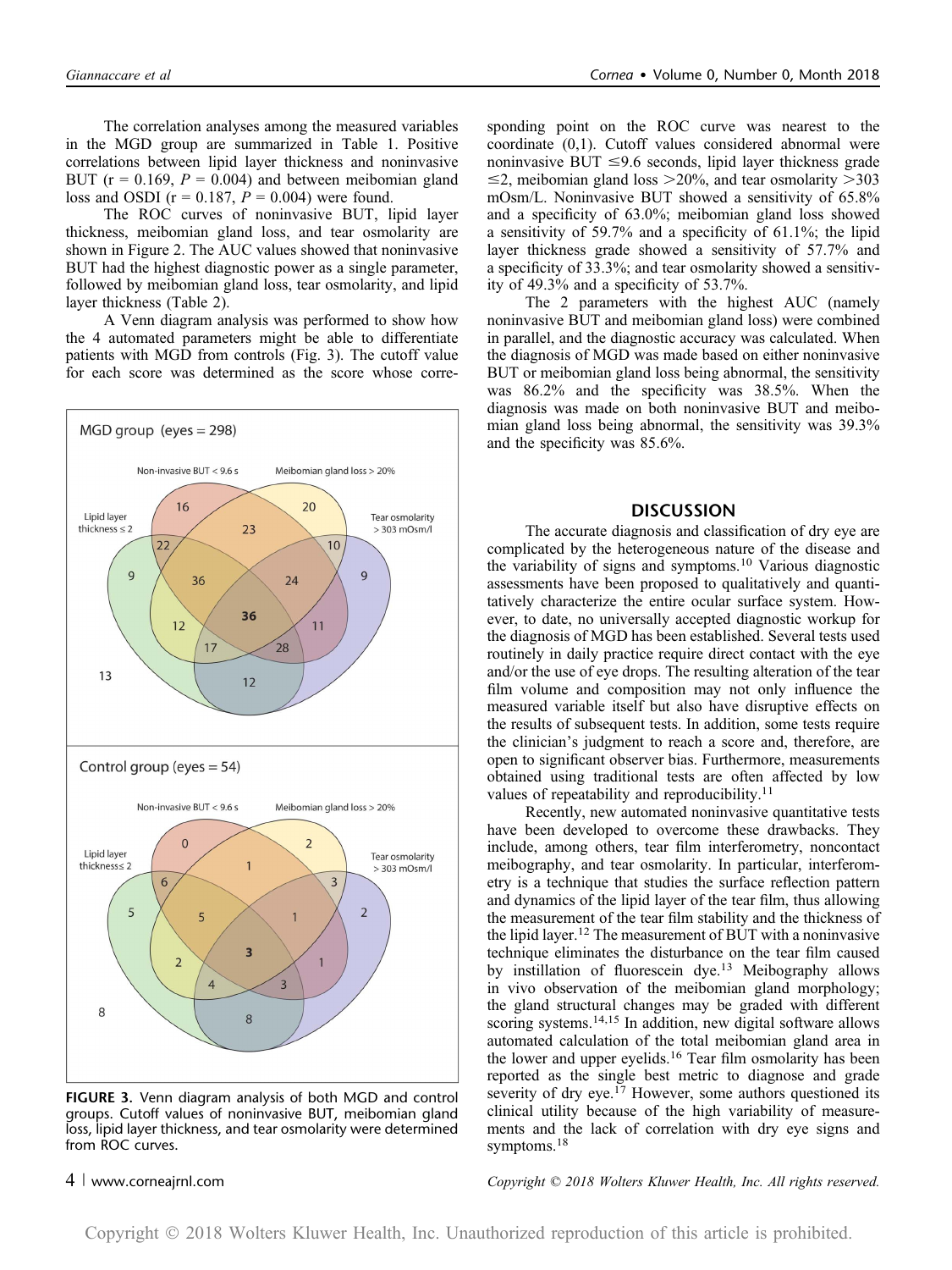The correlation analyses among the measured variables in the MGD group are summarized in Table 1. Positive correlations between lipid layer thickness and noninvasive BUT ($r = 0.169$, $P = 0.004$) and between meibomian gland loss and OSDI ($r = 0.187$, $P = 0.004$) were found.

The ROC curves of noninvasive BUT, lipid layer thickness, meibomian gland loss, and tear osmolarity are shown in Figure 2. The AUC values showed that noninvasive BUT had the highest diagnostic power as a single parameter, followed by meibomian gland loss, tear osmolarity, and lipid layer thickness (Table 2).

A Venn diagram analysis was performed to show how the 4 automated parameters might be able to differentiate patients with MGD from controls (Fig. 3). The cutoff value for each score was determined as the score whose corresponding point on the ROC curve was nearest to the coordinate (0,1). Cutoff values considered abnormal were noninvasive BUT ≤9.6 seconds, lipid layer thickness grade ≤2, meibomian gland loss >20%, and tear osmolarity >303 mOsm/L. Noninvasive BUT showed a sensitivity of 65.8% and a specificity of 63.0%; meibomian gland loss showed a sensitivity of 59.7% and a specificity of 61.1%; the lipid layer thickness grade showed a sensitivity of 57.7% and a specificity of 33.3%; and tear osmolarity showed a sensitivity of 49.3% and a specificity of 53.7%.

The 2 parameters with the highest AUC (namely noninvasive BUT and meibomian gland loss) were combined in parallel, and the diagnostic accuracy was calculated. When the diagnosis of MGD was made based on either noninvasive BUT or meibomian gland loss being abnormal, the sensitivity was 86.2% and the specificity was 38.5%. When the diagnosis was made on both noninvasive BUT and meibomian gland loss being abnormal, the sensitivity was 39.3% and the specificity was 85.6%.

**FIGURE 3.** Venn diagram analysis of both MGD and control groups. Cutoff values of noninvasive BUT, meibomian gland loss, lipid layer thickness, and tear osmolarity were determined from ROC curves.

## DISCUSSION

The accurate diagnosis and classification of dry eye are complicated by the heterogeneous nature of the disease and the variability of signs and symptoms.[10] Various diagnostic assessments have been proposed to qualitatively and quantitatively characterize the entire ocular surface system. However, to date, no universally accepted diagnostic workup for the diagnosis of MGD has been established. Several tests used routinely in daily practice require direct contact with the eye and/or the use of eye drops. The resulting alteration of the tear film volume and composition may not only influence the measured variable itself but also have disruptive effects on the results of subsequent tests. In addition, some tests require the clinician's judgment to reach a score and, therefore, are open to significant observer bias. Furthermore, measurements obtained using traditional tests are often affected by low values of repeatability and reproducibility.[11]

Recently, new automated noninvasive quantitative tests have been developed to overcome these drawbacks. They include, among others, tear film interferometry, noncontact meibography, and tear osmolarity. In particular, interferometry is a technique that studies the surface reflection pattern and dynamics of the lipid layer of the tear film, thus allowing the measurement of the tear film stability and the thickness of the lipid layer.[12] The measurement of BUT with a noninvasive technique eliminates the disturbance on the tear film caused by instillation of fluorescein dye.[13] Meibography allows in vivo observation of the meibomian gland morphology; the gland structural changes may be graded with different scoring systems.[14,15] In addition, new digital software allows automated calculation of the total meibomian gland area in the lower and upper eyelids.[16] Tear film osmolarity has been reported as the single best metric to diagnose and grade severity of dry eye.[17] However, some authors questioned its clinical utility because of the high variability of measurements and the lack of correlation with dry eye signs and symptoms.[18]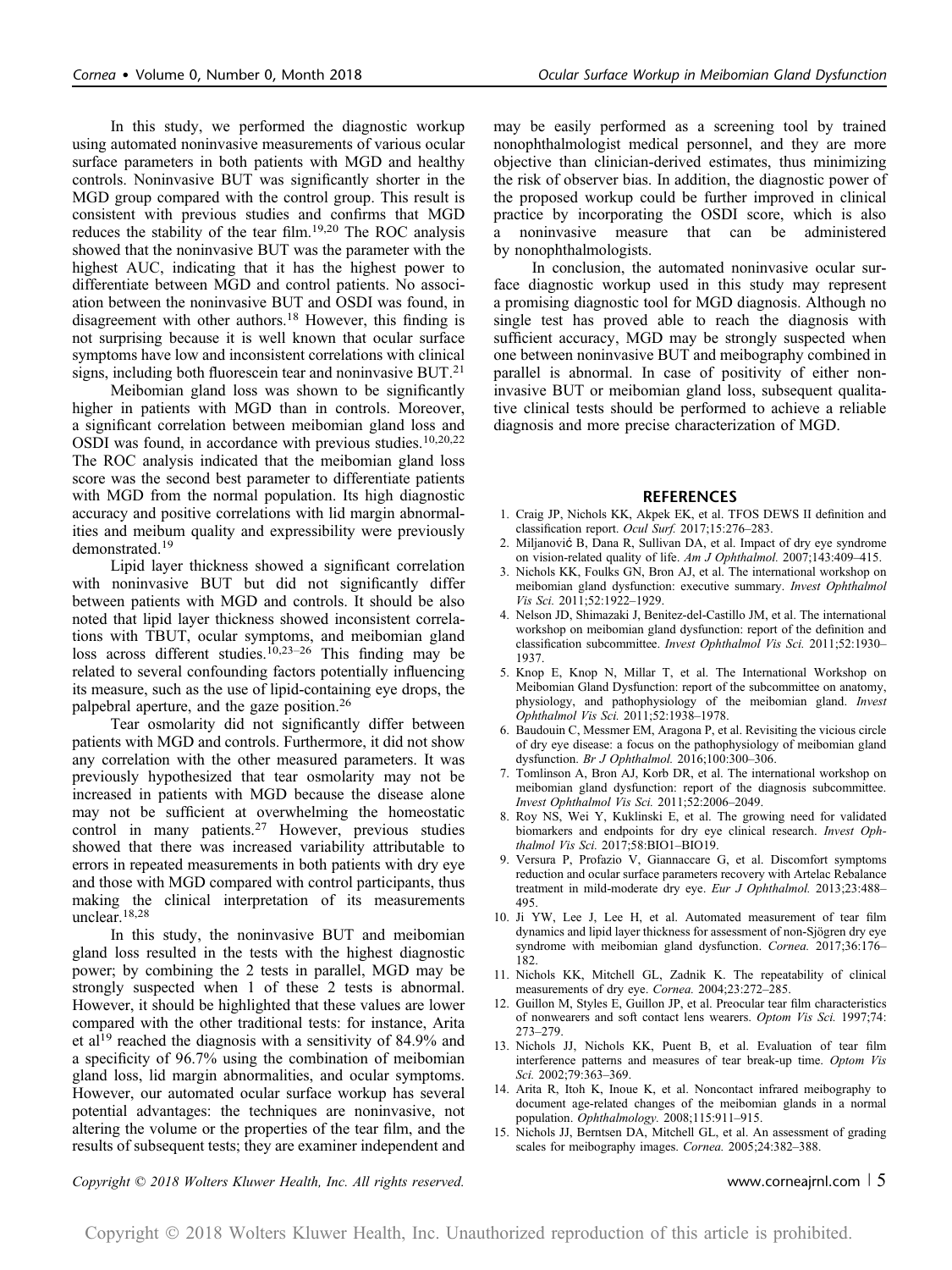In this study, we performed the diagnostic workup using automated noninvasive measurements of various ocular surface parameters in both patients with MGD and healthy controls. Noninvasive BUT was significantly shorter in the MGD group compared with the control group. This result is consistent with previous studies and confirms that MGD reduces the stability of the tear film.[19,20] The ROC analysis showed that the noninvasive BUT was the parameter with the highest AUC, indicating that it has the highest power to differentiate between MGD and control patients. No association between the noninvasive BUT and OSDI was found, in disagreement with other authors.[18] However, this finding is not surprising because it is well known that ocular surface symptoms have low and inconsistent correlations with clinical signs, including both fluorescein tear and noninvasive BUT.[21]

Meibomian gland loss was shown to be significantly higher in patients with MGD than in controls. Moreover, a significant correlation between meibomian gland loss and OSDI was found, in accordance with previous studies.[10,20,22] The ROC analysis indicated that the meibomian gland loss score was the second best parameter to differentiate patients with MGD from the normal population. Its high diagnostic accuracy and positive correlations with lid margin abnormalities and meibum quality and expressibility were previously demonstrated.[19]

Lipid layer thickness showed a significant correlation with noninvasive BUT but did not significantly differ between patients with MGD and controls. It should be also noted that lipid layer thickness showed inconsistent correlations with TBUT, ocular symptoms, and meibomian gland loss across different studies.[10,23–26] This finding may be related to several confounding factors potentially influencing its measure, such as the use of lipid-containing eye drops, the palpebral aperture, and the gaze position.[26]

Tear osmolarity did not significantly differ between patients with MGD and controls. Furthermore, it did not show any correlation with the other measured parameters. It was previously hypothesized that tear osmolarity may not be increased in patients with MGD because the disease alone may not be sufficient at overwhelming the homeostatic control in many patients.[27] However, previous studies showed that there was increased variability attributable to errors in repeated measurements in both patients with dry eye and those with MGD compared with control participants, thus making the clinical interpretation of its measurements unclear.[18,28]

In this study, the noninvasive BUT and meibomian gland loss resulted in the tests with the highest diagnostic power; by combining the 2 tests in parallel, MGD may be strongly suspected when 1 of these 2 tests is abnormal. However, it should be highlighted that these values are lower compared with the other traditional tests: for instance, Arita et al[19] reached the diagnosis with a sensitivity of 84.9% and a specificity of 96.7% using the combination of meibomian gland loss, lid margin abnormalities, and ocular symptoms. However, our automated ocular surface workup has several potential advantages: the techniques are noninvasive, not altering the volume or the properties of the tear film, and the results of subsequent tests; they are examiner independent and may be easily performed as a screening tool by trained nonophthalmologist medical personnel, and they are more objective than clinician-derived estimates, thus minimizing the risk of observer bias. In addition, the diagnostic power of the proposed workup could be further improved in clinical practice by incorporating the OSDI score, which is also a noninvasive measure that can be administered by nonophthalmologists.

In conclusion, the automated noninvasive ocular surface diagnostic workup used in this study may represent a promising diagnostic tool for MGD diagnosis. Although no single test has proved able to reach the diagnosis with sufficient accuracy, MGD may be strongly suspected when one between noninvasive BUT and meibography combined in parallel is abnormal. In case of positivity of either noninvasive BUT or meibomian gland loss, subsequent qualitative clinical tests should be performed to achieve a reliable diagnosis and more precise characterization of MGD.

## REFERENCES

1. Craig JP, Nichols KK, Akpek EK, et al. TFOS DEWS II definition and classification report. *Ocul Surf.* 2017;15:276–283.
2. Miljanović B, Dana R, Sullivan DA, et al. Impact of dry eye syndrome on vision-related quality of life. *Am J Ophthalmol.* 2007;143:409–415.
3. Nichols KK, Foulks GN, Bron AJ, et al. The international workshop on meibomian gland dysfunction: executive summary. *Invest Ophthalmol Vis Sci.* 2011;52:1922–1929.
4. Nelson JD, Shimazaki J, Benitez-del-Castillo JM, et al. The international workshop on meibomian gland dysfunction: report of the definition and classification subcommittee. *Invest Ophthalmol Vis Sci.* 2011;52:1930–1937.
5. Knop E, Knop N, Millar T, et al. The International Workshop on Meibomian Gland Dysfunction: report of the subcommittee on anatomy, physiology, and pathophysiology of the meibomian gland. *Invest Ophthalmol Vis Sci.* 2011;52:1938–1978.
6. Baudouin C, Messmer EM, Aragona P, et al. Revisiting the vicious circle of dry eye disease: a focus on the pathophysiology of meibomian gland dysfunction. *Br J Ophthalmol.* 2016;100:300–306.
7. Tomlinson A, Bron AJ, Korb DR, et al. The international workshop on meibomian gland dysfunction: report of the diagnosis subcommittee. *Invest Ophthalmol Vis Sci.* 2011;52:2006–2049.
8. Roy NS, Wei Y, Kuklinski E, et al. The growing need for validated biomarkers and endpoints for dry eye clinical research. *Invest Ophthalmol Vis Sci.* 2017;58:BIO1–BIO19.
9. Versura P, Profazio V, Giannaccare G, et al. Discomfort symptoms reduction and ocular surface parameters recovery with Artelac Rebalance treatment in mild-moderate dry eye. *Eur J Ophthalmol.* 2013;23:488–495.
10. Ji YW, Lee J, Lee H, et al. Automated measurement of tear film dynamics and lipid layer thickness for assessment of non-Sjögren dry eye syndrome with meibomian gland dysfunction. *Cornea.* 2017;36:176–182.
11. Nichols KK, Mitchell GL, Zadnik K. The repeatability of clinical measurements of dry eye. *Cornea.* 2004;23:272–285.
12. Guillon M, Styles E, Guillon JP, et al. Preocular tear film characteristics of nonwearers and soft contact lens wearers. *Optom Vis Sci.* 1997;74:273–279.
13. Nichols JJ, Nichols KK, Puent B, et al. Evaluation of tear film interference patterns and measures of tear break-up time. *Optom Vis Sci.* 2002;79:363–369.
14. Arita R, Itoh K, Inoue K, et al. Noncontact infrared meibography to document age-related changes of the meibomian glands in a normal population. *Ophthalmology.* 2008;115:911–915.
15. Nichols JJ, Berntsen DA, Mitchell GL, et al. An assessment of grading scales for meibography images. *Cornea.* 2005;24:382–388.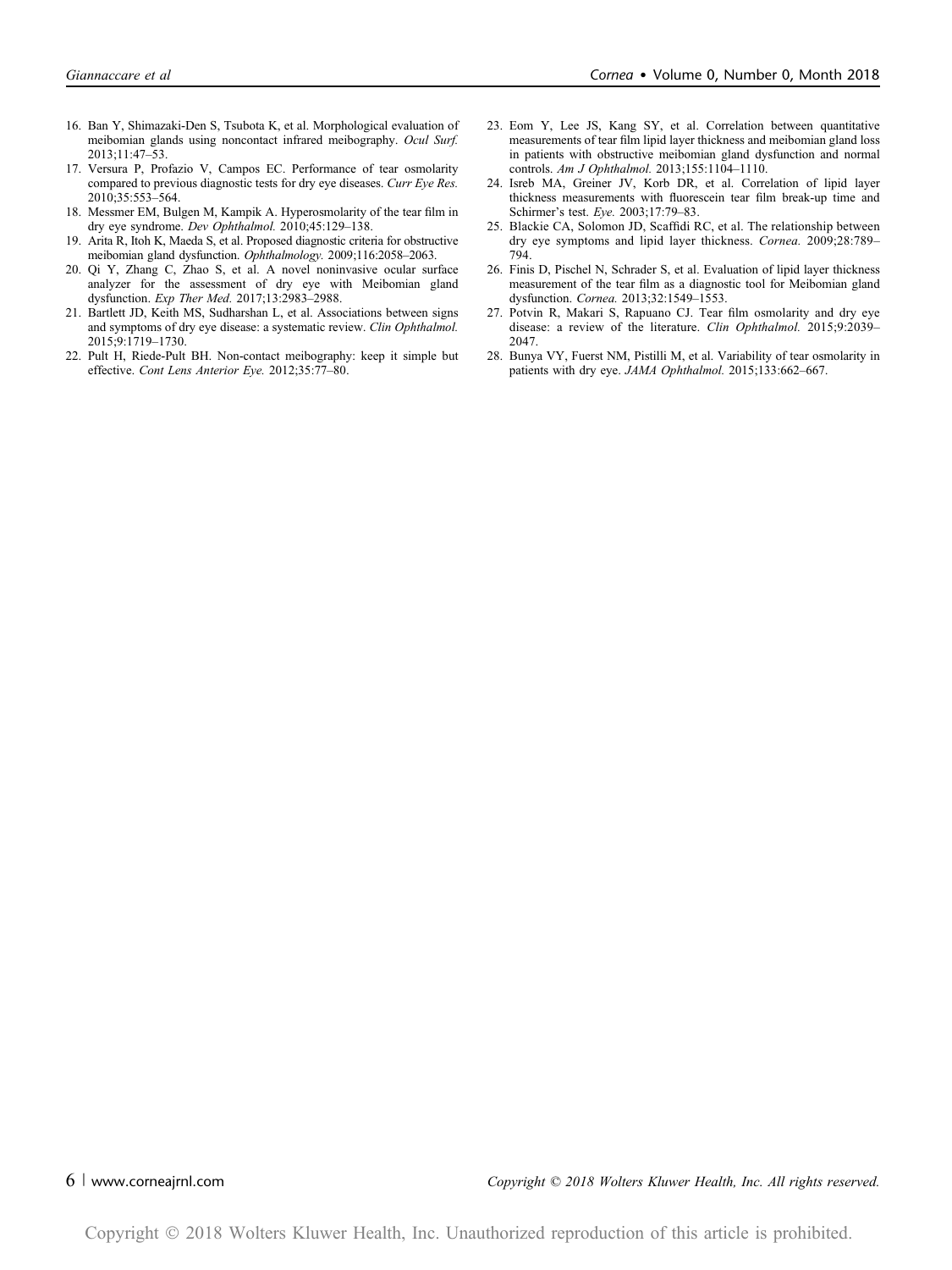16. Ban Y, Shimazaki-Den S, Tsubota K, et al. Morphological evaluation of meibomian glands using noncontact infrared meibography. *Ocul Surf.* 2013;11:47–53.
17. Versura P, Profazio V, Campos EC. Performance of tear osmolarity compared to previous diagnostic tests for dry eye diseases. *Curr Eye Res.* 2010;35:553–564.
18. Messmer EM, Bulgen M, Kampik A. Hyperosmolarity of the tear film in dry eye syndrome. *Dev Ophthalmol.* 2010;45:129–138.
19. Arita R, Itoh K, Maeda S, et al. Proposed diagnostic criteria for obstructive meibomian gland dysfunction. *Ophthalmology.* 2009;116:2058–2063.
20. Qi Y, Zhang C, Zhao S, et al. A novel noninvasive ocular surface analyzer for the assessment of dry eye with Meibomian gland dysfunction. *Exp Ther Med.* 2017;13:2983–2988.
21. Bartlett JD, Keith MS, Sudharshan L, et al. Associations between signs and symptoms of dry eye disease: a systematic review. *Clin Ophthalmol.* 2015;9:1719–1730.
22. Pult H, Riede-Pult BH. Non-contact meibography: keep it simple but effective. *Cont Lens Anterior Eye.* 2012;35:77–80.
23. Eom Y, Lee JS, Kang SY, et al. Correlation between quantitative measurements of tear film lipid layer thickness and meibomian gland loss in patients with obstructive meibomian gland dysfunction and normal controls. *Am J Ophthalmol.* 2013;155:1104–1110.
24. Isreb MA, Greiner JV, Korb DR, et al. Correlation of lipid layer thickness measurements with fluorescein tear film break-up time and Schirmer's test. *Eye.* 2003;17:79–83.
25. Blackie CA, Solomon JD, Scaffidi RC, et al. The relationship between dry eye symptoms and lipid layer thickness. *Cornea.* 2009;28:789–794.
26. Finis D, Pischel N, Schrader S, et al. Evaluation of lipid layer thickness measurement of the tear film as a diagnostic tool for Meibomian gland dysfunction. *Cornea.* 2013;32:1549–1553.
27. Potvin R, Makari S, Rapuano CJ. Tear film osmolarity and dry eye disease: a review of the literature. *Clin Ophthalmol.* 2015;9:2039–2047.
28. Bunya VY, Fuerst NM, Pistilli M, et al. Variability of tear osmolarity in patients with dry eye. *JAMA Ophthalmol.* 2015;133:662–667.